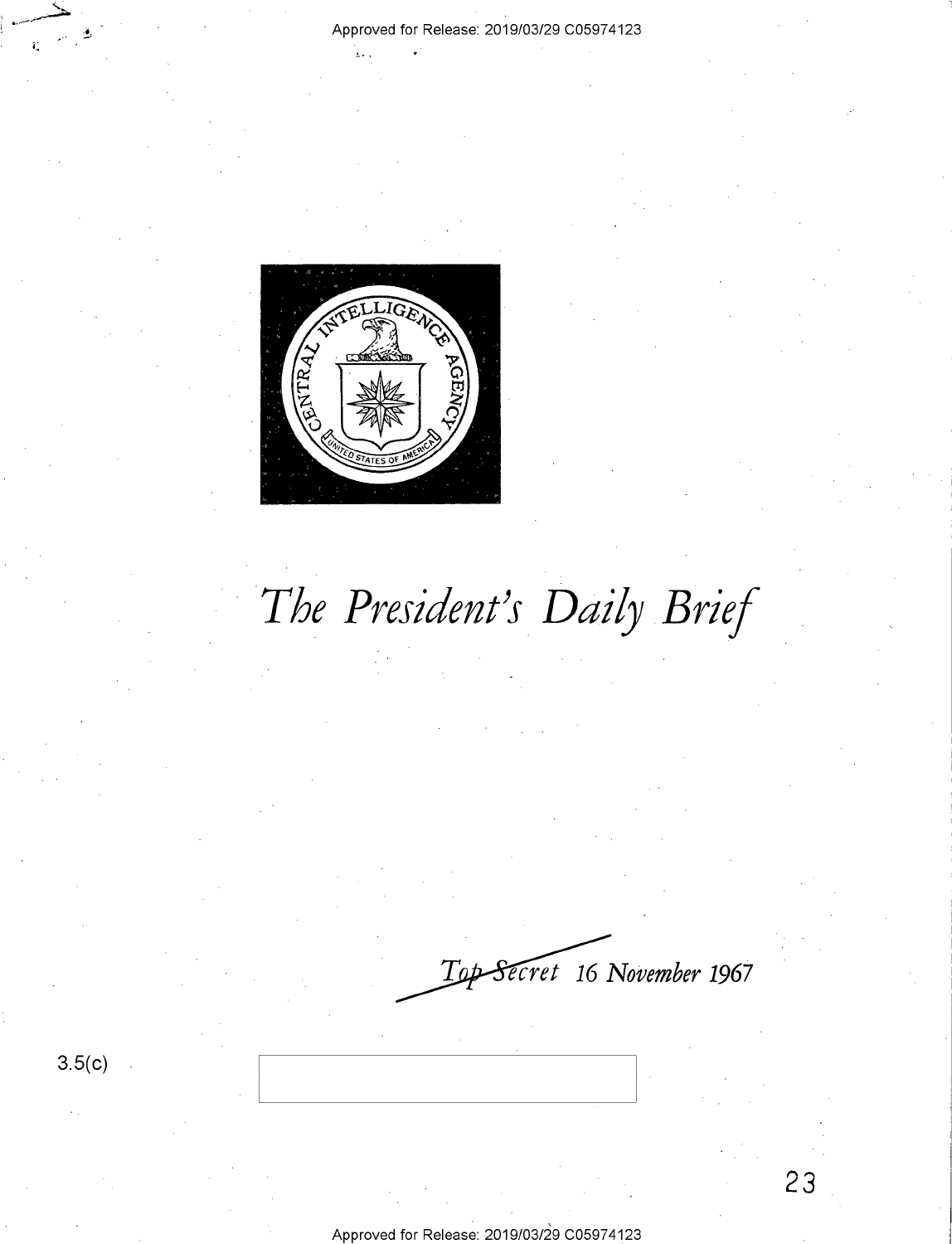# The President's Daily Brief

Top Secret 16 November 1967

3.5(c)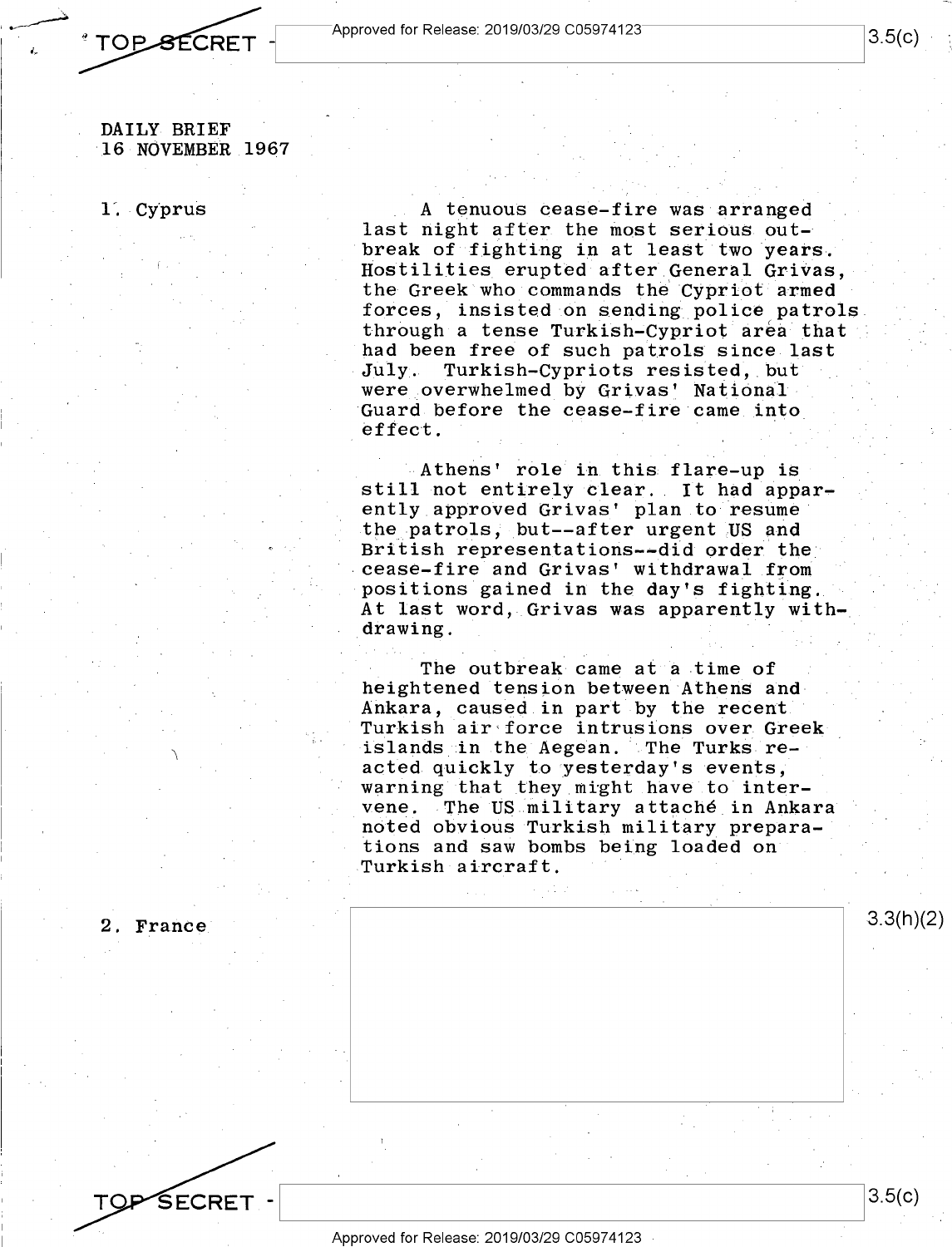DAILY BRIEF
16 NOVEMBER 1967

1. Cyprus

A tenuous cease-fire was arranged last night after the most serious outbreak of fighting in at least two years. Hostilities erupted after General Grivas, the Greek who commands the Cypriot armed forces, insisted on sending police patrols through a tense Turkish-Cypriot area that had been free of such patrols since last July. Turkish-Cypriots resisted, but were overwhelmed by Grivas' National Guard before the cease-fire came into effect.

Athens' role in this flare-up is still not entirely clear. It had apparently approved Grivas' plan to resume the patrols, but--after urgent US and British representations--did order the cease-fire and Grivas' withdrawal from positions gained in the day's fighting. At last word, Grivas was apparently withdrawing.

The outbreak came at a time of heightened tension between Athens and Ankara, caused in part by the recent Turkish air force intrusions over Greek islands in the Aegean. The Turks reacted quickly to yesterday's events, warning that they might have to intervene. The US military attaché in Ankara noted obvious Turkish military preparations and saw bombs being loaded on Turkish aircraft.

2. France

3.3(h)(2)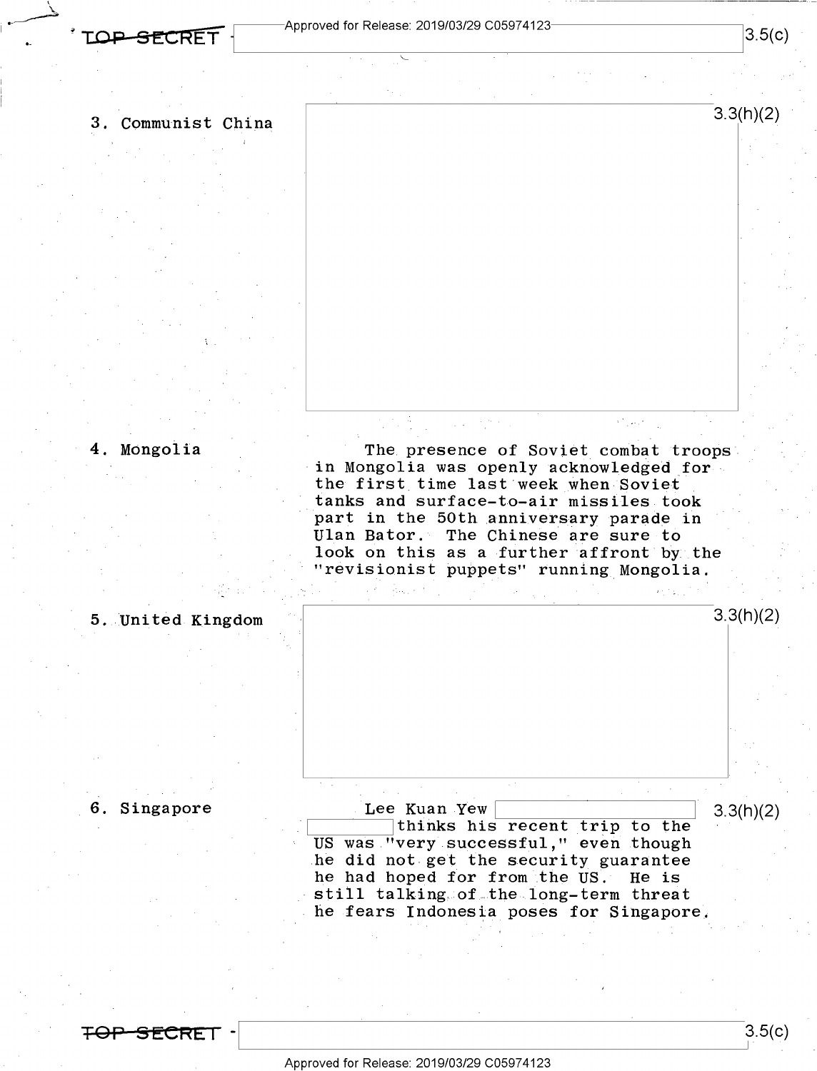3. Communist China

[3.3(h)(2)]

4. Mongolia

The presence of Soviet combat troops in Mongolia was openly acknowledged for the first time last week when Soviet tanks and surface-to-air missiles took part in the 50th anniversary parade in Ulan Bator. The Chinese are sure to look on this as a further affront by the "revisionist puppets" running Mongolia.

5. United Kingdom

[3.3(h)(2)]

6. Singapore

Lee Kuan Yew [3.3(h)(2)] thinks his recent trip to the US was "very successful," even though he did not get the security guarantee he had hoped for from the US. He is still talking of the long-term threat he fears Indonesia poses for Singapore.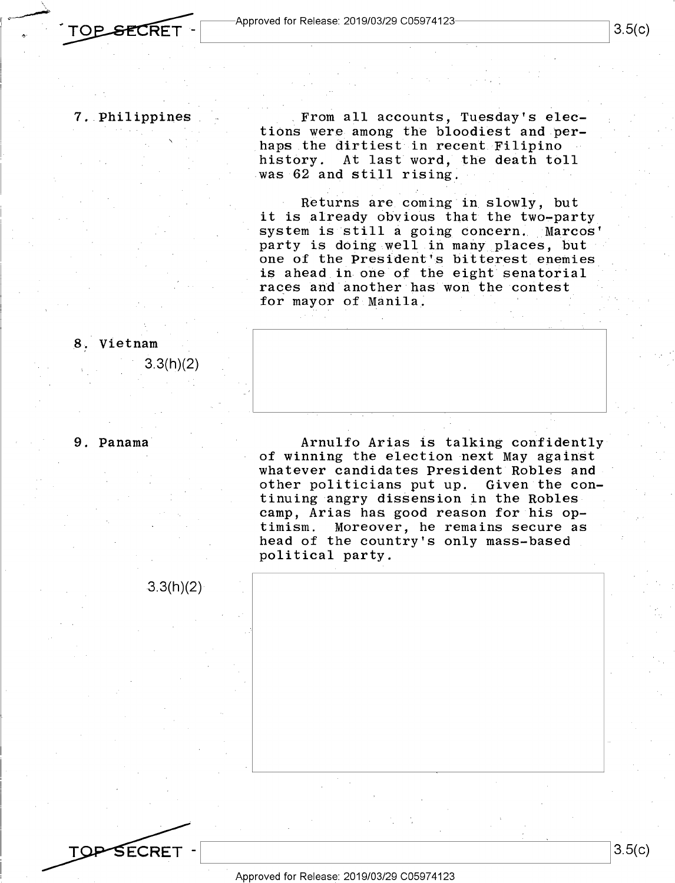**7. Philippines**

From all accounts, Tuesday's elections were among the bloodiest and perhaps the dirtiest in recent Filipino history. At last word, the death toll was 62 and still rising.

Returns are coming in slowly, but it is already obvious that the two-party system is still a going concern. Marcos' party is doing well in many places, but one of the President's bitterest enemies is ahead in one of the eight senatorial races and another has won the contest for mayor of Manila.

**8. Vietnam**

3.3(h)(2)

**9. Panama**

Arnulfo Arias is talking confidently of winning the election next May against whatever candidates President Robles and other politicians put up. Given the continuing angry dissension in the Robles camp, Arias has good reason for his optimism. Moreover, he remains secure as head of the country's only mass-based political party.

3.3(h)(2)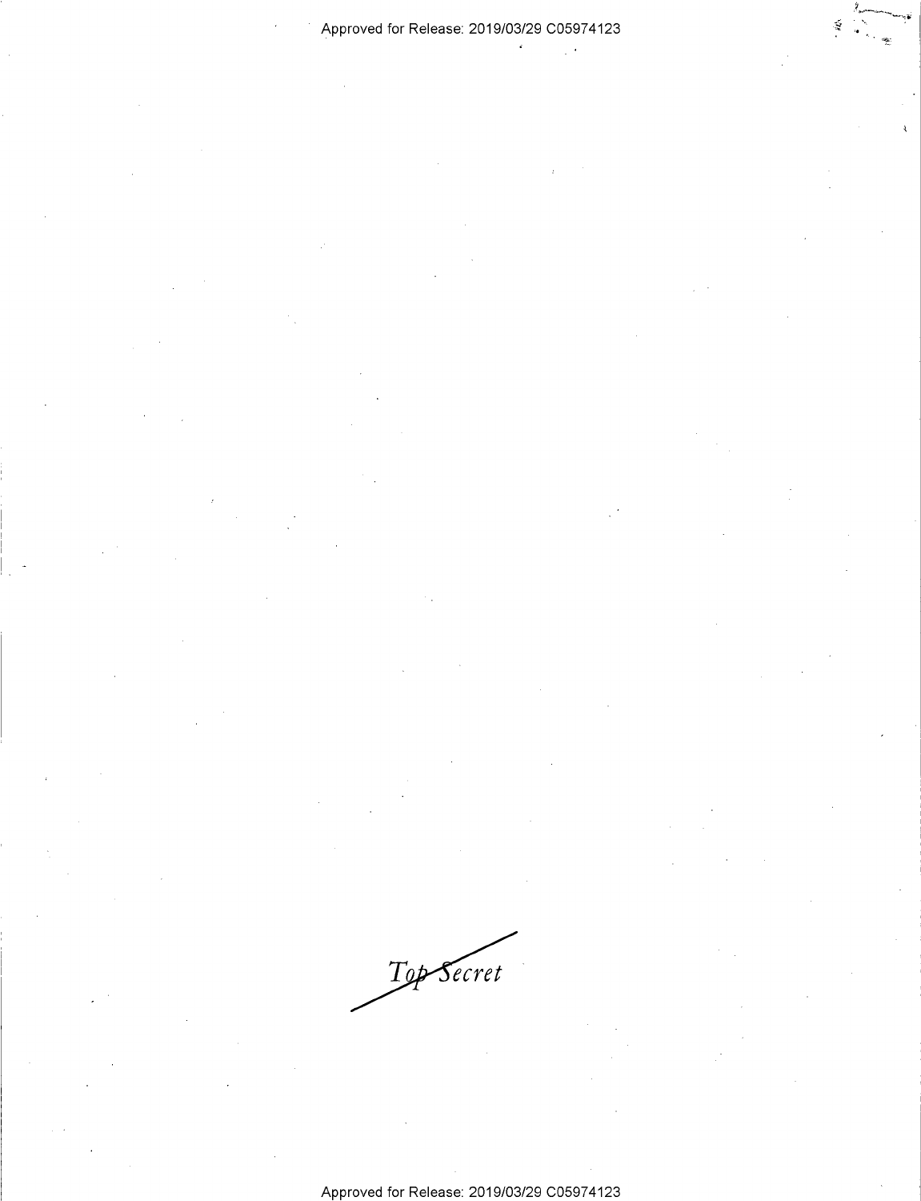Top Secret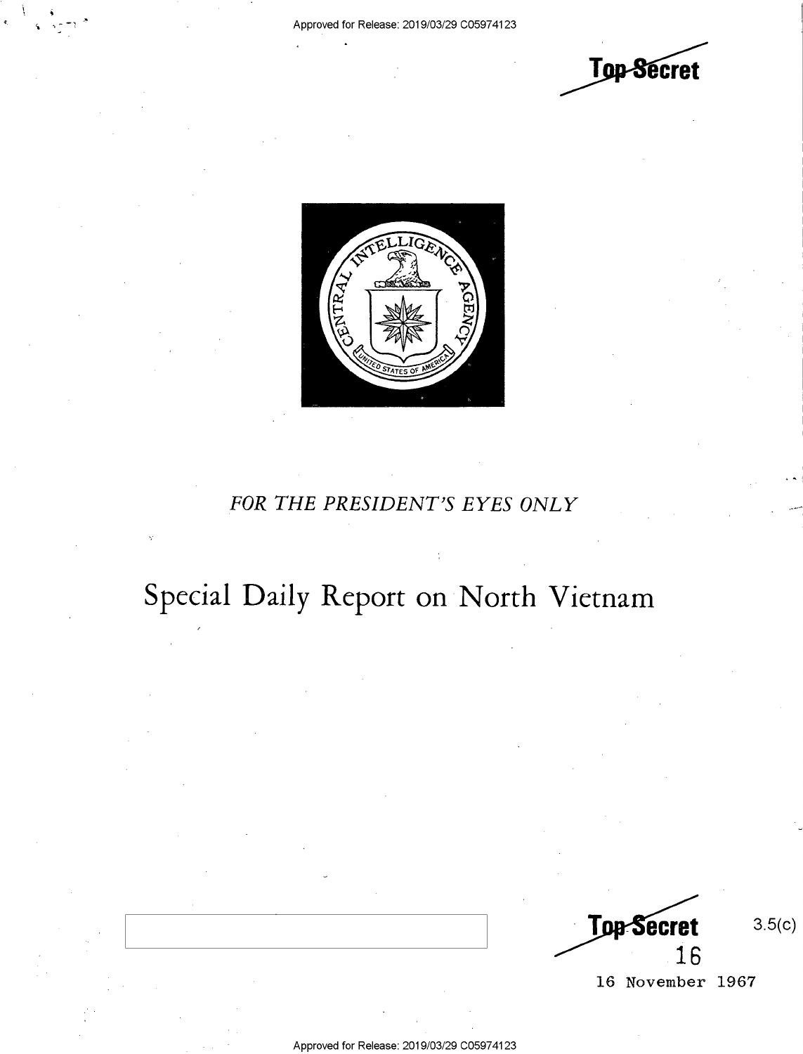Top Secret

FOR THE PRESIDENT'S EYES ONLY

# Special Daily Report on North Vietnam

Top Secret

3.5(c)

16

16 November 1967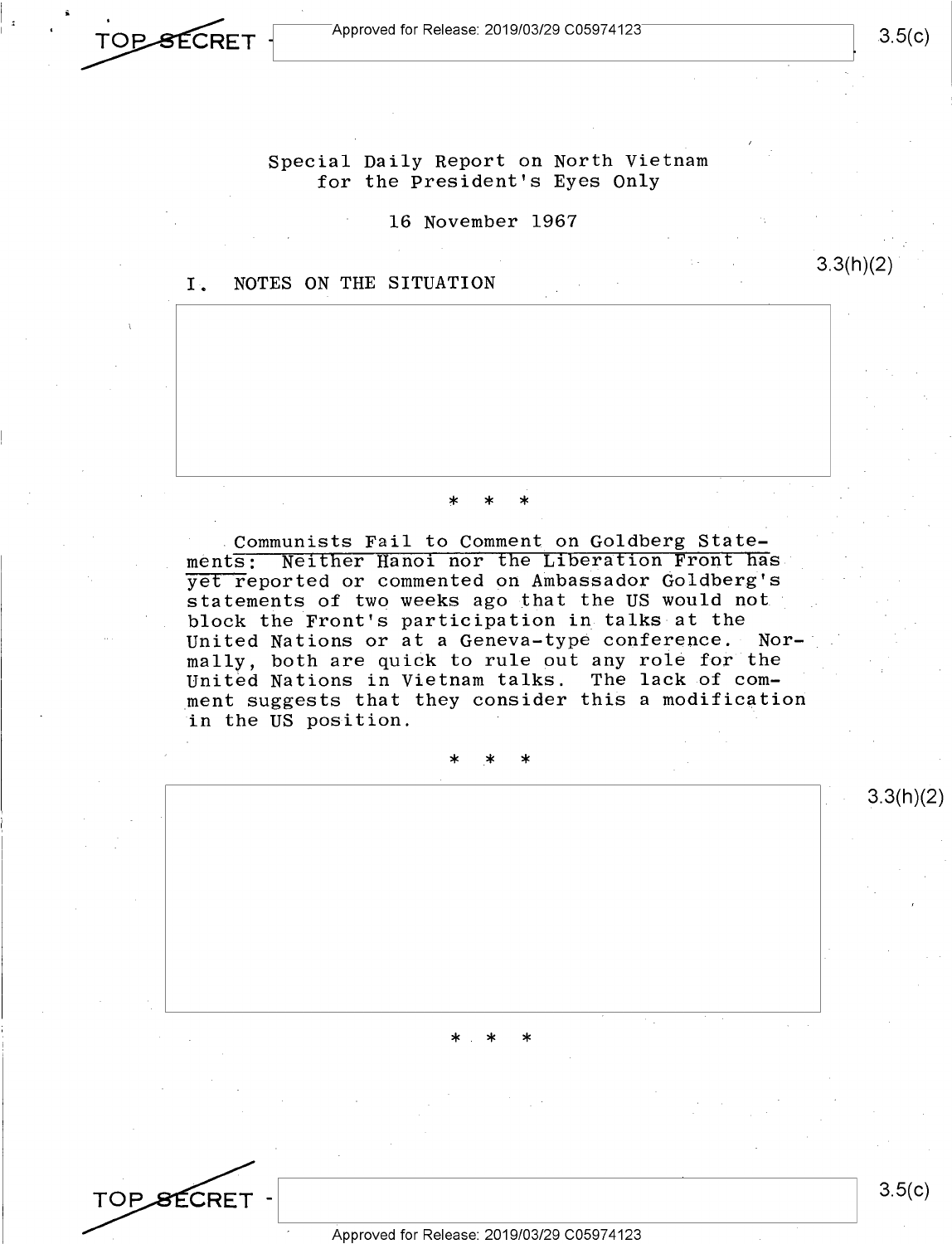Special Daily Report on North Vietnam for the President's Eyes Only

16 November 1967

I. NOTES ON THE SITUATION

* * *

Communists Fail to Comment on Goldberg Statements: Neither Hanoi nor the Liberation Front has yet reported or commented on Ambassador Goldberg's statements of two weeks ago that the US would not block the Front's participation in talks at the United Nations or at a Geneva-type conference. Normally, both are quick to rule out any role for the United Nations in Vietnam talks. The lack of comment suggests that they consider this a modification in the US position.

* * *

* * *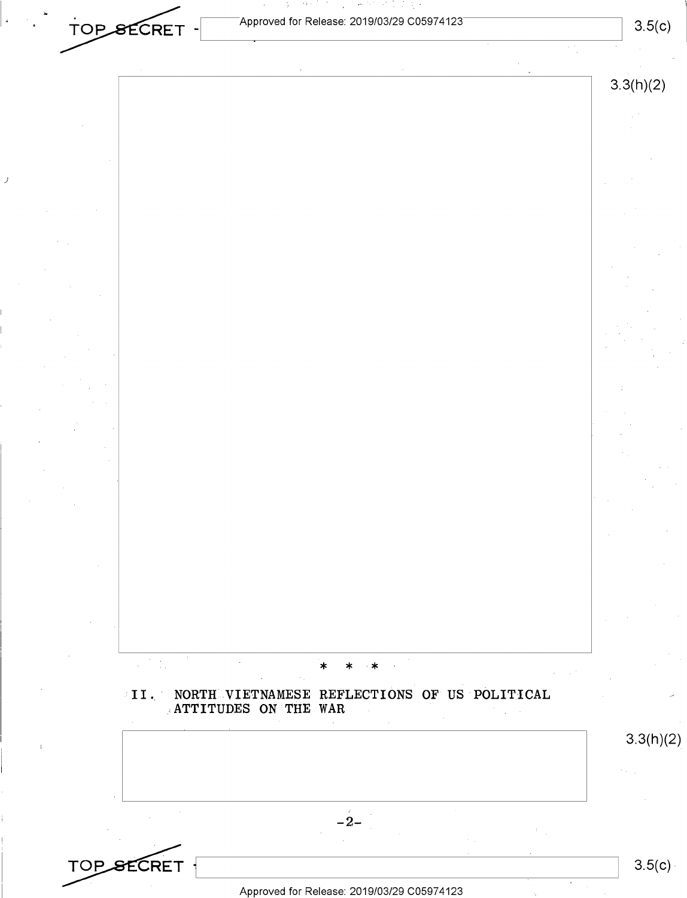\* \* \*

## II. NORTH VIETNAMESE REFLECTIONS OF US POLITICAL ATTITUDES ON THE WAR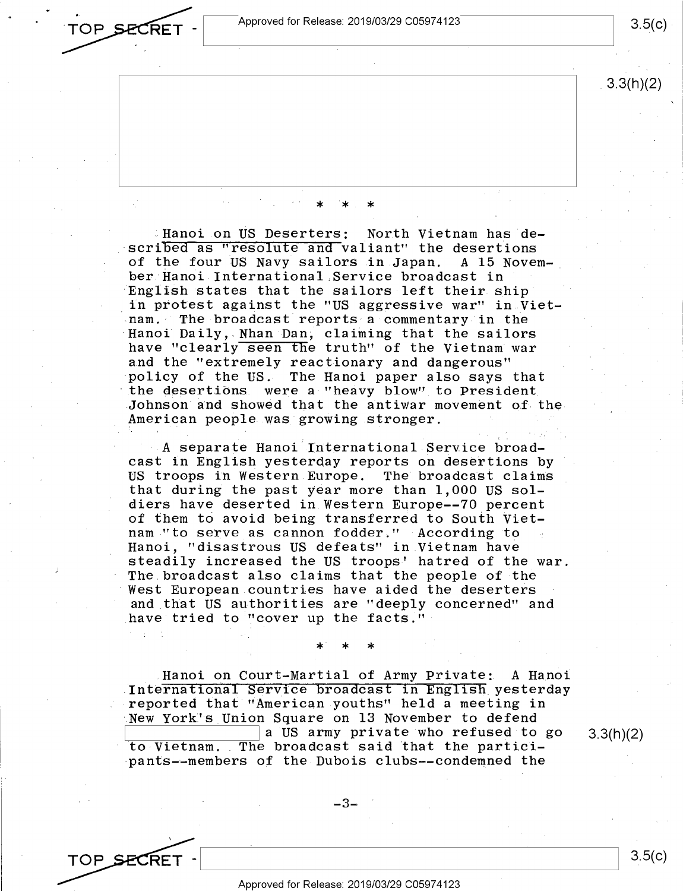* * *

**Hanoi on US Deserters:** North Vietnam has described as "resolute and valiant" the desertions of the four US Navy sailors in Japan. A 15 November Hanoi International Service broadcast in English states that the sailors left their ship in protest against the "US aggressive war" in Vietnam. The broadcast reports a commentary in the Hanoi Daily, Nhan Dan, claiming that the sailors have "clearly seen the truth" of the Vietnam war and the "extremely reactionary and dangerous" policy of the US. The Hanoi paper also says that the desertions were a "heavy blow" to President Johnson and showed that the antiwar movement of the American people was growing stronger.

A separate Hanoi International Service broadcast in English yesterday reports on desertions by US troops in Western Europe. The broadcast claims that during the past year more than 1,000 US soldiers have deserted in Western Europe--70 percent of them to avoid being transferred to South Vietnam "to serve as cannon fodder." According to Hanoi, "disastrous US defeats" in Vietnam have steadily increased the US troops' hatred of the war. The broadcast also claims that the people of the West European countries have aided the deserters and that US authorities are "deeply concerned" and have tried to "cover up the facts."

* * *

**Hanoi on Court-Martial of Army Private:** A Hanoi International Service broadcast in English yesterday reported that "American youths" held a meeting in New York's Union Square on 13 November to defend [redacted] a US army private who refused to go to Vietnam. The broadcast said that the participants--members of the Dubois clubs--condemned the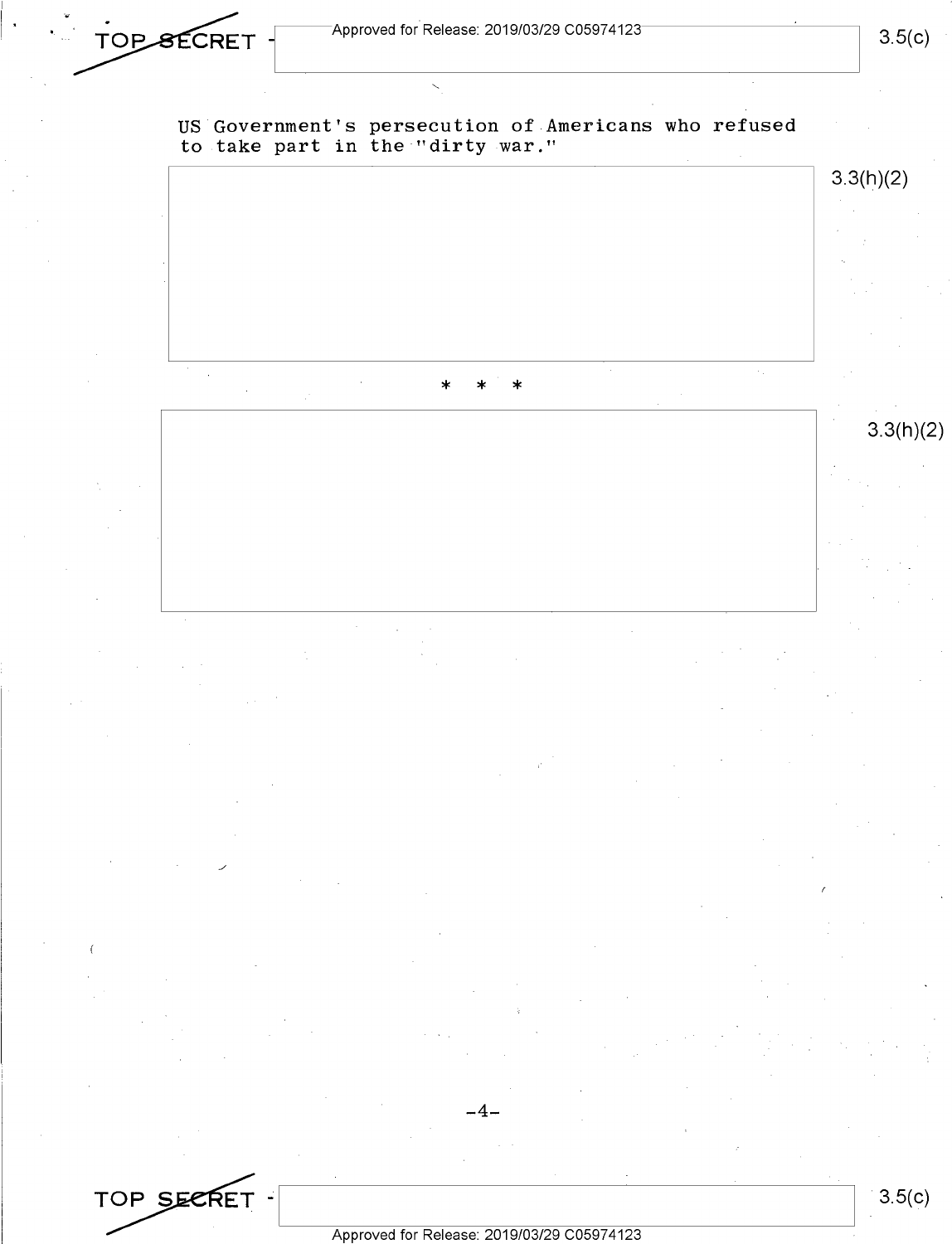US Government's persecution of Americans who refused to take part in the "dirty war."

3.3(h)(2)

* * *

3.3(h)(2)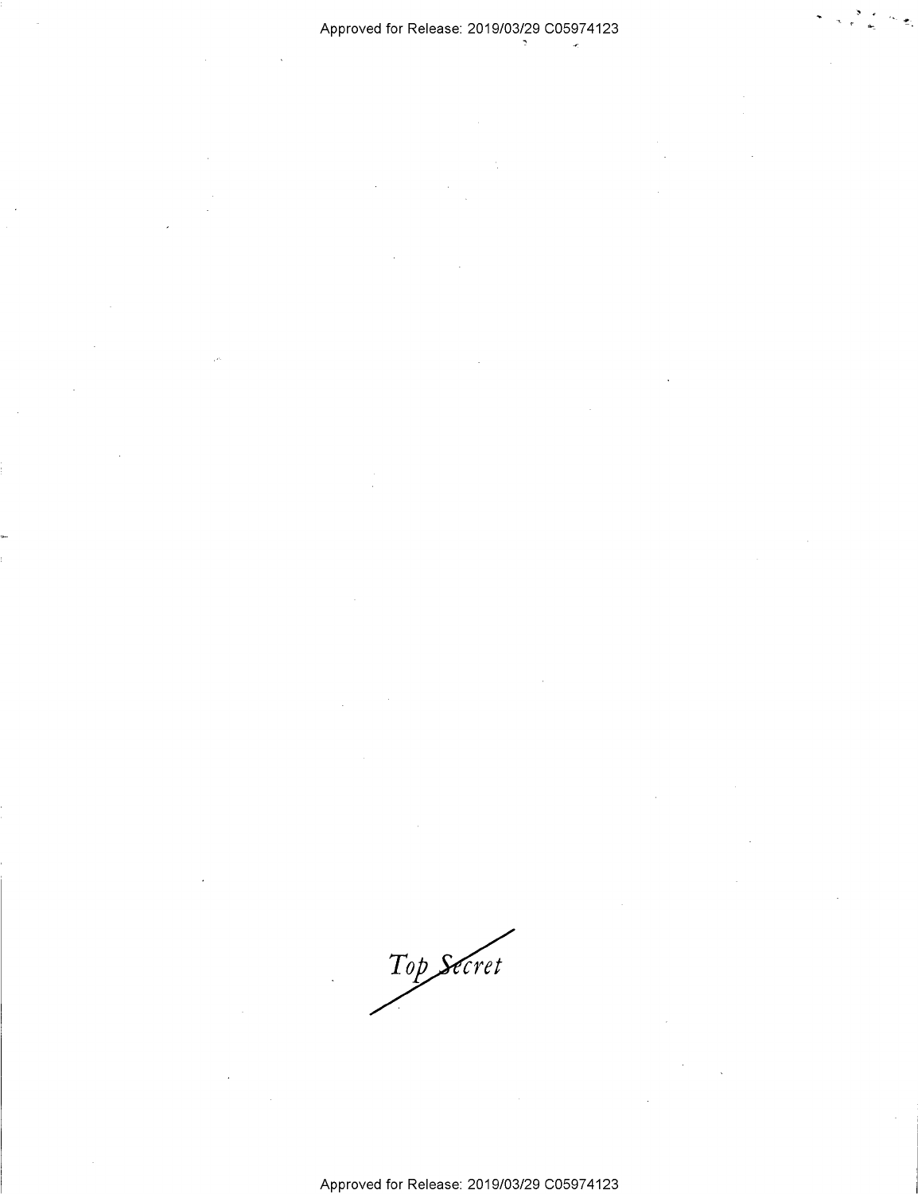Top Secret